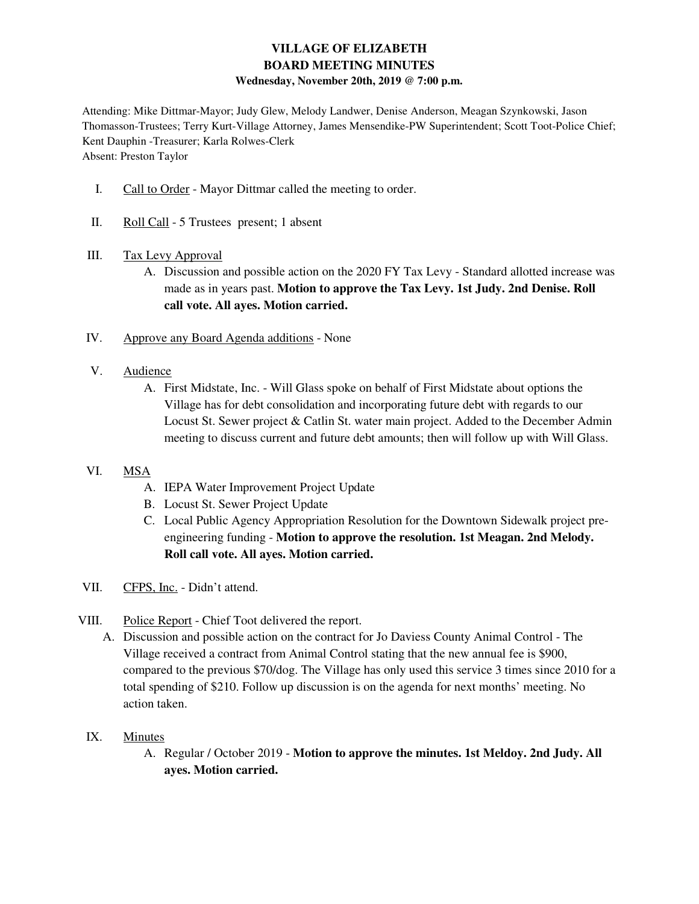# VILLAGE OF ELIZABETH
## BOARD MEETING MINUTES
### Wednesday, November 20th, 2019 @ 7:00 p.m.

Attending: Mike Dittmar-Mayor; Judy Glew, Melody Landwer, Denise Anderson, Meagan Szynkowski, Jason Thomasson-Trustees; Terry Kurt-Village Attorney, James Mensendike-PW Superintendent; Scott Toot-Police Chief; Kent Dauphin -Treasurer; Karla Rolwes-Clerk
Absent: Preston Taylor

I. Call to Order - Mayor Dittmar called the meeting to order.

II. Roll Call - 5 Trustees present; 1 absent

III. Tax Levy Approval
   A. Discussion and possible action on the 2020 FY Tax Levy - Standard allotted increase was made as in years past. **Motion to approve the Tax Levy. 1st Judy. 2nd Denise. Roll call vote. All ayes. Motion carried.**

IV. Approve any Board Agenda additions - None

V. Audience
   A. First Midstate, Inc. - Will Glass spoke on behalf of First Midstate about options the Village has for debt consolidation and incorporating future debt with regards to our Locust St. Sewer project & Catlin St. water main project. Added to the December Admin meeting to discuss current and future debt amounts; then will follow up with Will Glass.

VI. MSA
   A. IEPA Water Improvement Project Update
   B. Locust St. Sewer Project Update
   C. Local Public Agency Appropriation Resolution for the Downtown Sidewalk project pre-engineering funding - **Motion to approve the resolution. 1st Meagan. 2nd Melody. Roll call vote. All ayes. Motion carried.**

VII. CFPS, Inc. - Didn't attend.

VIII. Police Report - Chief Toot delivered the report.
   A. Discussion and possible action on the contract for Jo Daviess County Animal Control - The Village received a contract from Animal Control stating that the new annual fee is $900, compared to the previous $70/dog. The Village has only used this service 3 times since 2010 for a total spending of $210. Follow up discussion is on the agenda for next months' meeting. No action taken.

IX. Minutes
   A. Regular / October 2019 - **Motion to approve the minutes. 1st Meldoy. 2nd Judy. All ayes. Motion carried.**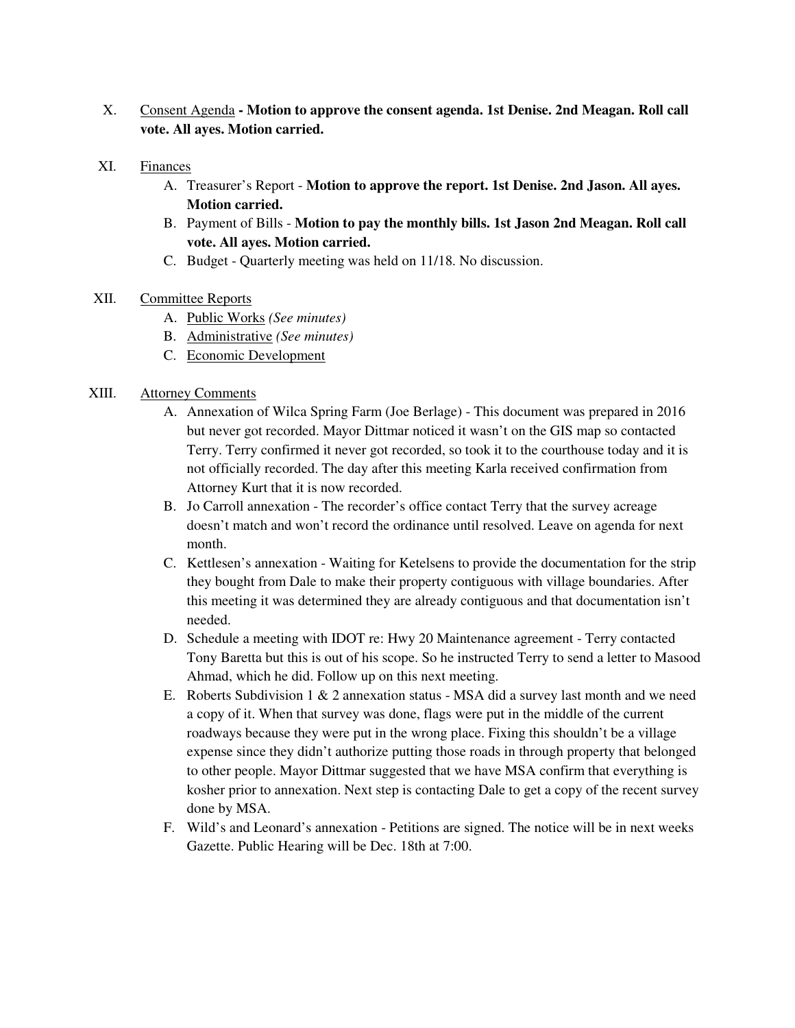X. Consent Agenda **- Motion to approve the consent agenda. 1st Denise. 2nd Meagan. Roll call vote. All ayes. Motion carried.**

XI. Finances

A. Treasurer's Report - **Motion to approve the report. 1st Denise. 2nd Jason. All ayes. Motion carried.**

B. Payment of Bills - **Motion to pay the monthly bills. 1st Jason 2nd Meagan. Roll call vote. All ayes. Motion carried.**

C. Budget - Quarterly meeting was held on 11/18. No discussion.

XII. Committee Reports

A. Public Works *(See minutes)*

B. Administrative *(See minutes)*

C. Economic Development

XIII. Attorney Comments

A. Annexation of Wilca Spring Farm (Joe Berlage) - This document was prepared in 2016 but never got recorded. Mayor Dittmar noticed it wasn't on the GIS map so contacted Terry. Terry confirmed it never got recorded, so took it to the courthouse today and it is not officially recorded. The day after this meeting Karla received confirmation from Attorney Kurt that it is now recorded.

B. Jo Carroll annexation - The recorder's office contact Terry that the survey acreage doesn't match and won't record the ordinance until resolved. Leave on agenda for next month.

C. Kettlesen's annexation - Waiting for Ketelsens to provide the documentation for the strip they bought from Dale to make their property contiguous with village boundaries. After this meeting it was determined they are already contiguous and that documentation isn't needed.

D. Schedule a meeting with IDOT re: Hwy 20 Maintenance agreement - Terry contacted Tony Baretta but this is out of his scope. So he instructed Terry to send a letter to Masood Ahmad, which he did. Follow up on this next meeting.

E. Roberts Subdivision 1 & 2 annexation status - MSA did a survey last month and we need a copy of it. When that survey was done, flags were put in the middle of the current roadways because they were put in the wrong place. Fixing this shouldn't be a village expense since they didn't authorize putting those roads in through property that belonged to other people. Mayor Dittmar suggested that we have MSA confirm that everything is kosher prior to annexation. Next step is contacting Dale to get a copy of the recent survey done by MSA.

F. Wild's and Leonard's annexation - Petitions are signed. The notice will be in next weeks Gazette. Public Hearing will be Dec. 18th at 7:00.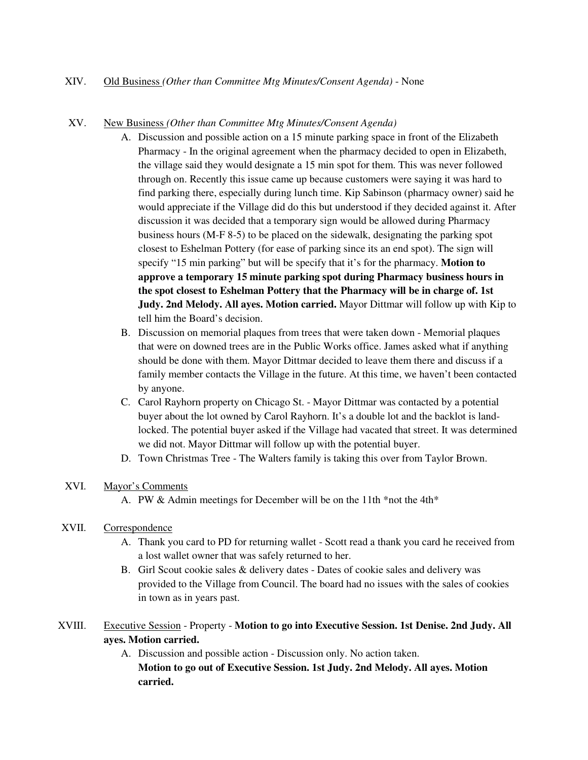XIV. <u>Old Business</u> *(Other than Committee Mtg Minutes/Consent Agenda)* - None

XV. <u>New Business</u> *(Other than Committee Mtg Minutes/Consent Agenda)*

A. Discussion and possible action on a 15 minute parking space in front of the Elizabeth Pharmacy - In the original agreement when the pharmacy decided to open in Elizabeth, the village said they would designate a 15 min spot for them. This was never followed through on. Recently this issue came up because customers were saying it was hard to find parking there, especially during lunch time. Kip Sabinson (pharmacy owner) said he would appreciate if the Village did do this but understood if they decided against it. After discussion it was decided that a temporary sign would be allowed during Pharmacy business hours (M-F 8-5) to be placed on the sidewalk, designating the parking spot closest to Eshelman Pottery (for ease of parking since its an end spot). The sign will specify "15 min parking" but will be specify that it's for the pharmacy. **Motion to approve a temporary 15 minute parking spot during Pharmacy business hours in the spot closest to Eshelman Pottery that the Pharmacy will be in charge of. 1st Judy. 2nd Melody. All ayes. Motion carried.** Mayor Dittmar will follow up with Kip to tell him the Board's decision.

B. Discussion on memorial plaques from trees that were taken down - Memorial plaques that were on downed trees are in the Public Works office. James asked what if anything should be done with them. Mayor Dittmar decided to leave them there and discuss if a family member contacts the Village in the future. At this time, we haven't been contacted by anyone.

C. Carol Rayhorn property on Chicago St. - Mayor Dittmar was contacted by a potential buyer about the lot owned by Carol Rayhorn. It's a double lot and the backlot is land-locked. The potential buyer asked if the Village had vacated that street. It was determined we did not. Mayor Dittmar will follow up with the potential buyer.

D. Town Christmas Tree - The Walters family is taking this over from Taylor Brown.

XVI. <u>Mayor's Comments</u>

A. PW & Admin meetings for December will be on the 11th *not the 4th*

XVII. <u>Correspondence</u>

A. Thank you card to PD for returning wallet - Scott read a thank you card he received from a lost wallet owner that was safely returned to her.

B. Girl Scout cookie sales & delivery dates - Dates of cookie sales and delivery was provided to the Village from Council. The board had no issues with the sales of cookies in town as in years past.

XVIII. <u>Executive Session</u> - Property - **Motion to go into Executive Session. 1st Denise. 2nd Judy. All ayes. Motion carried.**

A. Discussion and possible action - Discussion only. No action taken.
**Motion to go out of Executive Session. 1st Judy. 2nd Melody. All ayes. Motion carried.**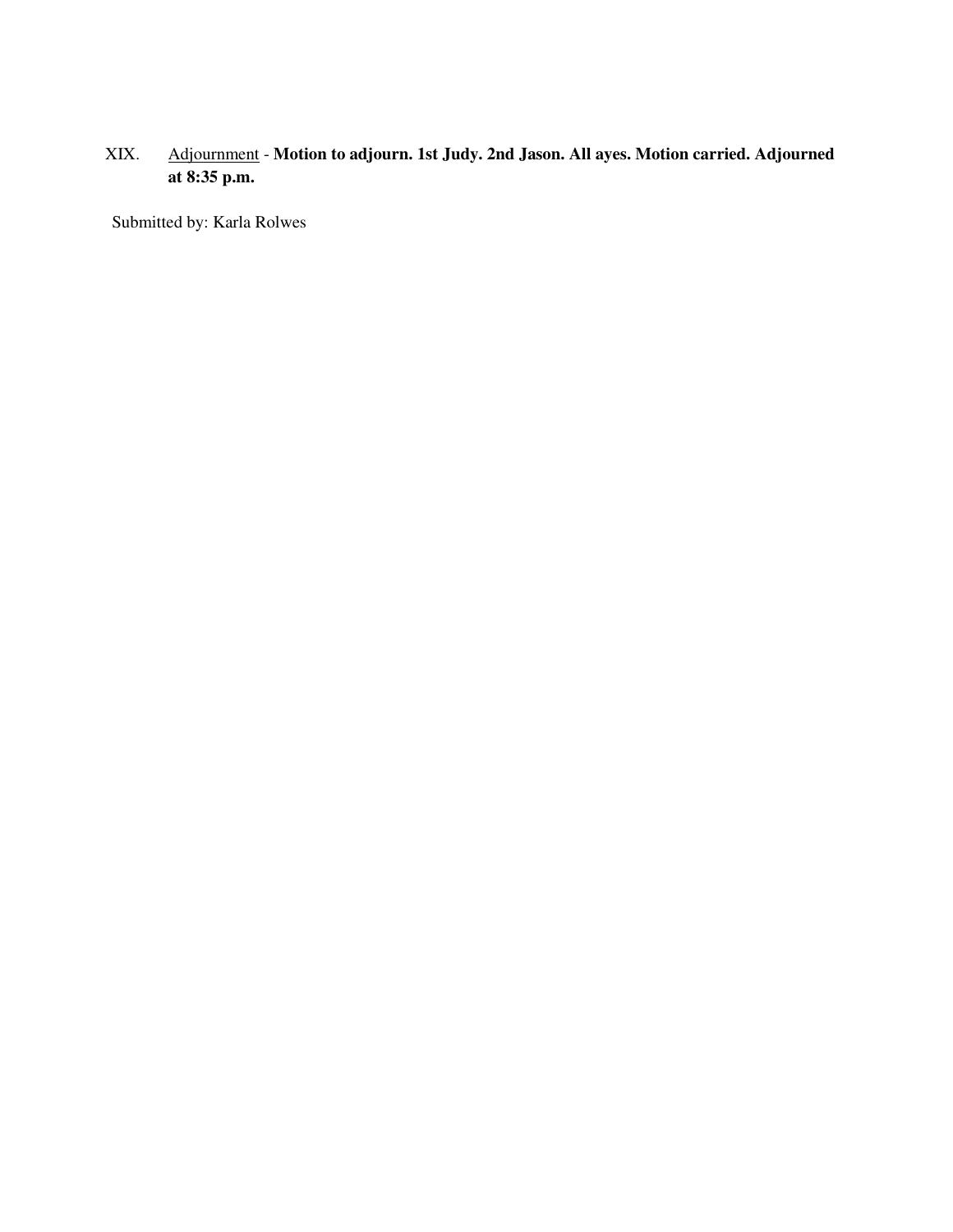XIX. <u>Adjournment</u> - **Motion to adjourn. 1st Judy. 2nd Jason. All ayes. Motion carried. Adjourned at 8:35 p.m.**

Submitted by: Karla Rolwes